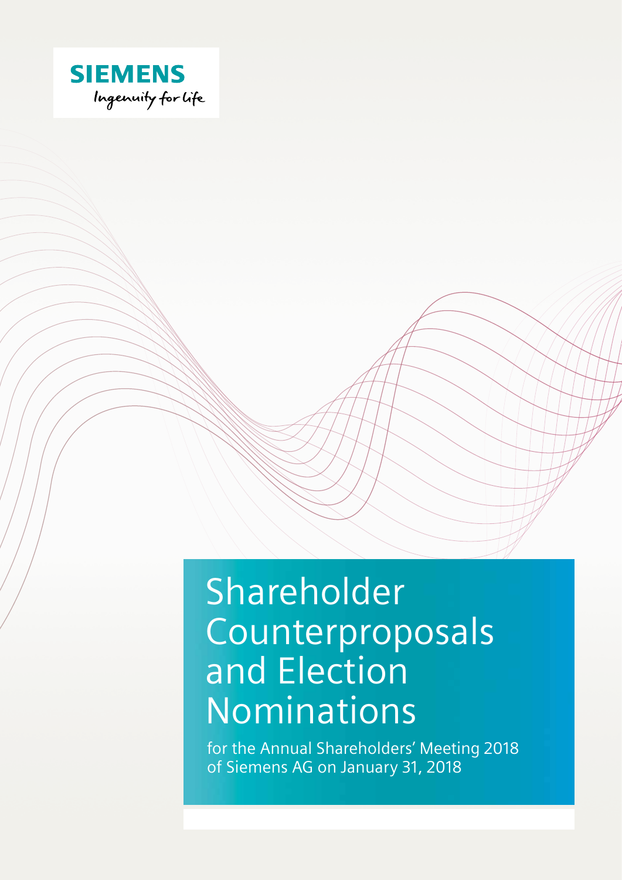SIEMENS

Ingenuity for life

# Shareholder Counterproposals and Election Nominations

for the Annual Shareholders' Meeting 2018 of Siemens AG on January 31, 2018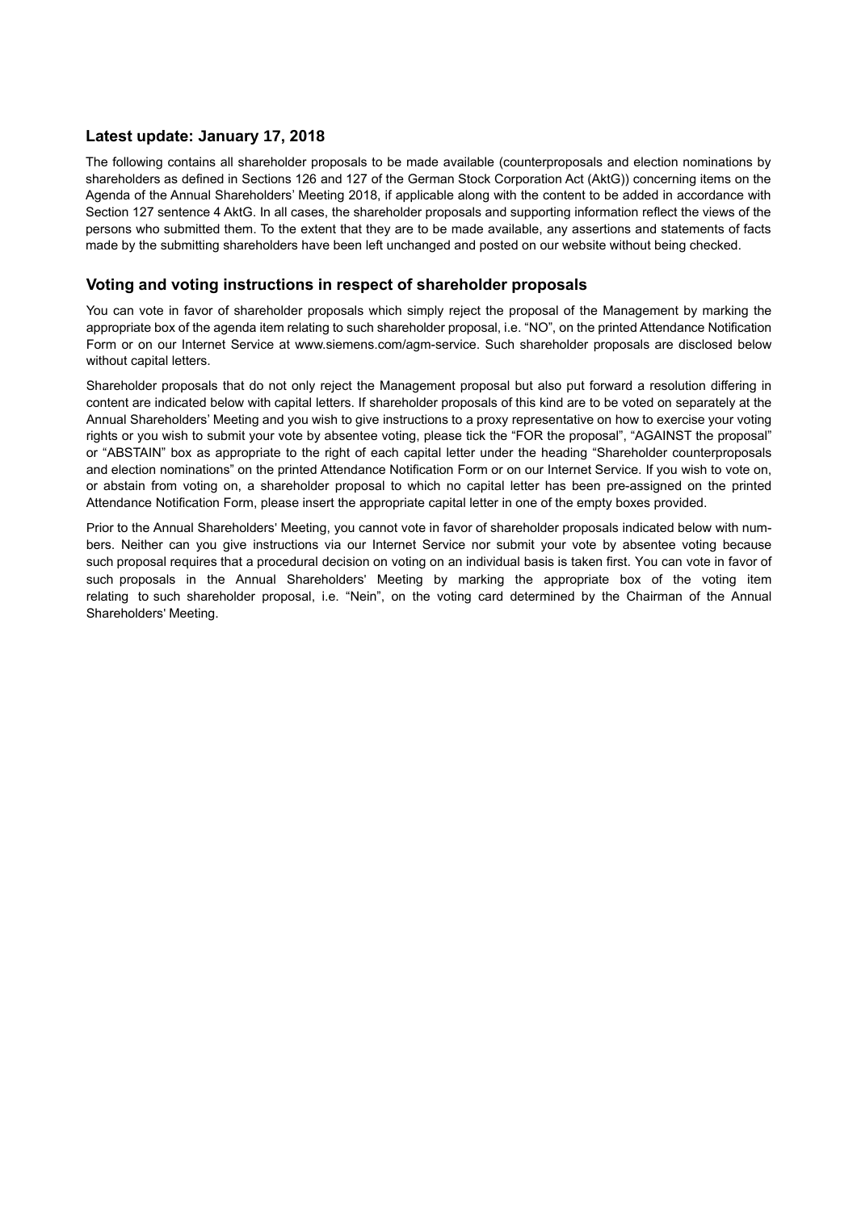## Latest update: January 17, 2018

The following contains all shareholder proposals to be made available (counterproposals and election nominations by shareholders as defined in Sections 126 and 127 of the German Stock Corporation Act (AktG)) concerning items on the Agenda of the Annual Shareholders' Meeting 2018, if applicable along with the content to be added in accordance with Section 127 sentence 4 AktG. In all cases, the shareholder proposals and supporting information reflect the views of the persons who submitted them. To the extent that they are to be made available, any assertions and statements of facts made by the submitting shareholders have been left unchanged and posted on our website without being checked.

## Voting and voting instructions in respect of shareholder proposals

You can vote in favor of shareholder proposals which simply reject the proposal of the Management by marking the appropriate box of the agenda item relating to such shareholder proposal, i.e. "NO", on the printed Attendance Notification Form or on our Internet Service at www.siemens.com/agm-service. Such shareholder proposals are disclosed below without capital letters.

Shareholder proposals that do not only reject the Management proposal but also put forward a resolution differing in content are indicated below with capital letters. If shareholder proposals of this kind are to be voted on separately at the Annual Shareholders' Meeting and you wish to give instructions to a proxy representative on how to exercise your voting rights or you wish to submit your vote by absentee voting, please tick the "FOR the proposal", "AGAINST the proposal" or "ABSTAIN" box as appropriate to the right of each capital letter under the heading "Shareholder counterproposals and election nominations" on the printed Attendance Notification Form or on our Internet Service. If you wish to vote on, or abstain from voting on, a shareholder proposal to which no capital letter has been pre-assigned on the printed Attendance Notification Form, please insert the appropriate capital letter in one of the empty boxes provided.

Prior to the Annual Shareholders' Meeting, you cannot vote in favor of shareholder proposals indicated below with numbers. Neither can you give instructions via our Internet Service nor submit your vote by absentee voting because such proposal requires that a procedural decision on voting on an individual basis is taken first. You can vote in favor of such proposals in the Annual Shareholders' Meeting by marking the appropriate box of the voting item relating to such shareholder proposal, i.e. "Nein", on the voting card determined by the Chairman of the Annual Shareholders' Meeting.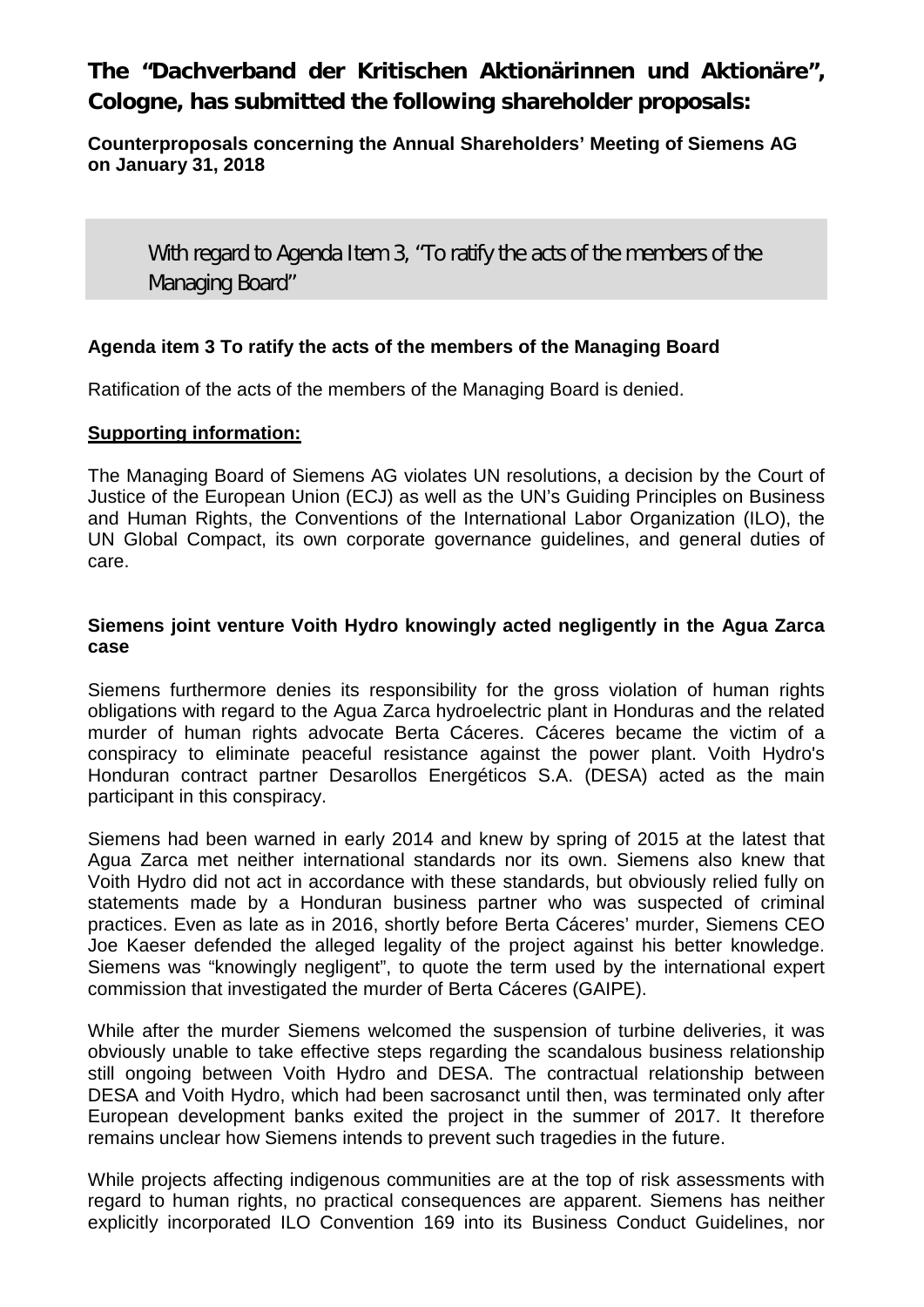## The "Dachverband der Kritischen Aktionärinnen und Aktionäre", Cologne, has submitted the following shareholder proposals:

**Counterproposals concerning the Annual Shareholders' Meeting of Siemens AG on January 31, 2018**

### With regard to Agenda Item 3, "To ratify the acts of the members of the Managing Board"

**Agenda item 3 To ratify the acts of the members of the Managing Board**

Ratification of the acts of the members of the Managing Board is denied.

**Supporting information:**

The Managing Board of Siemens AG violates UN resolutions, a decision by the Court of Justice of the European Union (ECJ) as well as the UN's Guiding Principles on Business and Human Rights, the Conventions of the International Labor Organization (ILO), the UN Global Compact, its own corporate governance guidelines, and general duties of care.

**Siemens joint venture Voith Hydro knowingly acted negligently in the Agua Zarca case**

Siemens furthermore denies its responsibility for the gross violation of human rights obligations with regard to the Agua Zarca hydroelectric plant in Honduras and the related murder of human rights advocate Berta Cáceres. Cáceres became the victim of a conspiracy to eliminate peaceful resistance against the power plant. Voith Hydro's Honduran contract partner Desarollos Energéticos S.A. (DESA) acted as the main participant in this conspiracy.

Siemens had been warned in early 2014 and knew by spring of 2015 at the latest that Agua Zarca met neither international standards nor its own. Siemens also knew that Voith Hydro did not act in accordance with these standards, but obviously relied fully on statements made by a Honduran business partner who was suspected of criminal practices. Even as late as in 2016, shortly before Berta Cáceres' murder, Siemens CEO Joe Kaeser defended the alleged legality of the project against his better knowledge. Siemens was "knowingly negligent", to quote the term used by the international expert commission that investigated the murder of Berta Cáceres (GAIPE).

While after the murder Siemens welcomed the suspension of turbine deliveries, it was obviously unable to take effective steps regarding the scandalous business relationship still ongoing between Voith Hydro and DESA. The contractual relationship between DESA and Voith Hydro, which had been sacrosanct until then, was terminated only after European development banks exited the project in the summer of 2017. It therefore remains unclear how Siemens intends to prevent such tragedies in the future.

While projects affecting indigenous communities are at the top of risk assessments with regard to human rights, no practical consequences are apparent. Siemens has neither explicitly incorporated ILO Convention 169 into its Business Conduct Guidelines, nor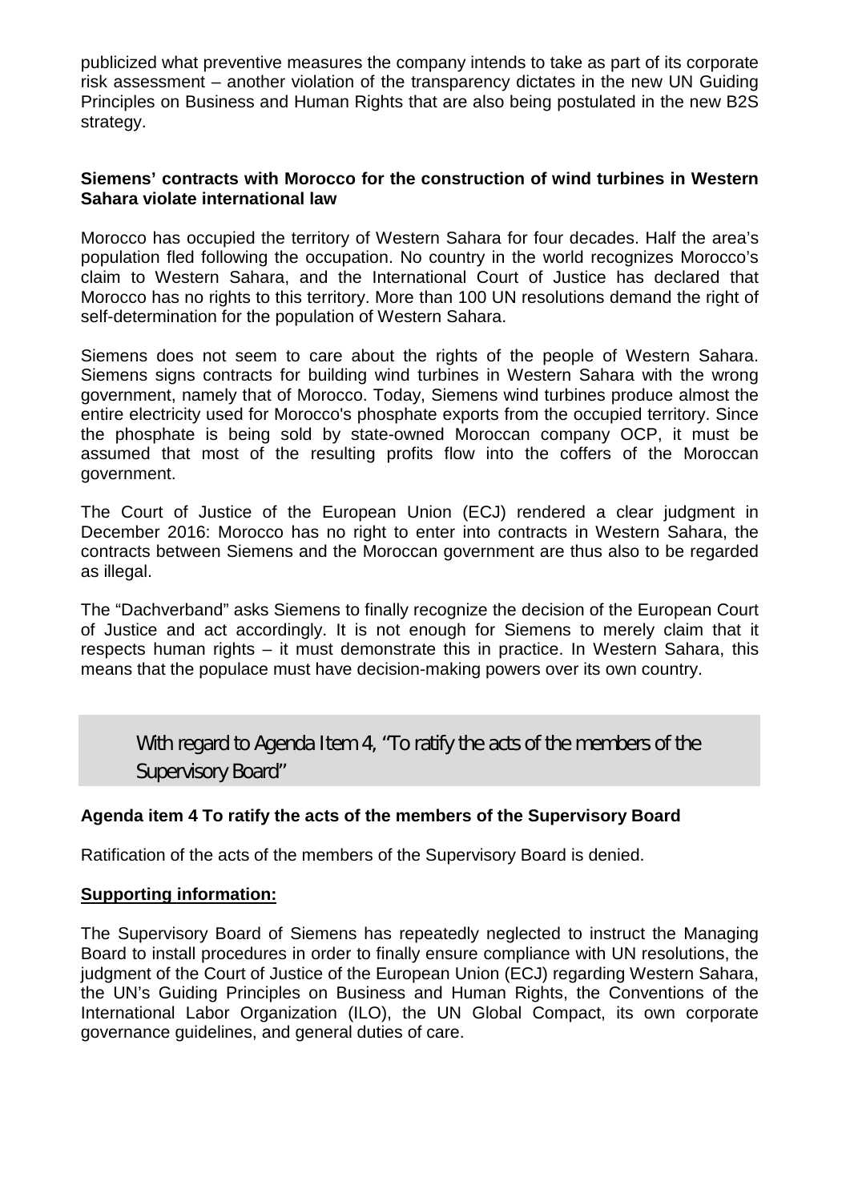publicized what preventive measures the company intends to take as part of its corporate risk assessment – another violation of the transparency dictates in the new UN Guiding Principles on Business and Human Rights that are also being postulated in the new B2S strategy.

**Siemens' contracts with Morocco for the construction of wind turbines in Western Sahara violate international law**

Morocco has occupied the territory of Western Sahara for four decades. Half the area's population fled following the occupation. No country in the world recognizes Morocco's claim to Western Sahara, and the International Court of Justice has declared that Morocco has no rights to this territory. More than 100 UN resolutions demand the right of self-determination for the population of Western Sahara.

Siemens does not seem to care about the rights of the people of Western Sahara. Siemens signs contracts for building wind turbines in Western Sahara with the wrong government, namely that of Morocco. Today, Siemens wind turbines produce almost the entire electricity used for Morocco's phosphate exports from the occupied territory. Since the phosphate is being sold by state-owned Moroccan company OCP, it must be assumed that most of the resulting profits flow into the coffers of the Moroccan government.

The Court of Justice of the European Union (ECJ) rendered a clear judgment in December 2016: Morocco has no right to enter into contracts in Western Sahara, the contracts between Siemens and the Moroccan government are thus also to be regarded as illegal.

The "Dachverband" asks Siemens to finally recognize the decision of the European Court of Justice and act accordingly. It is not enough for Siemens to merely claim that it respects human rights – it must demonstrate this in practice. In Western Sahara, this means that the populace must have decision-making powers over its own country.

## With regard to Agenda Item 4, "To ratify the acts of the members of the Supervisory Board"

**Agenda item 4 To ratify the acts of the members of the Supervisory Board**

Ratification of the acts of the members of the Supervisory Board is denied.

**Supporting information:**

The Supervisory Board of Siemens has repeatedly neglected to instruct the Managing Board to install procedures in order to finally ensure compliance with UN resolutions, the judgment of the Court of Justice of the European Union (ECJ) regarding Western Sahara, the UN's Guiding Principles on Business and Human Rights, the Conventions of the International Labor Organization (ILO), the UN Global Compact, its own corporate governance guidelines, and general duties of care.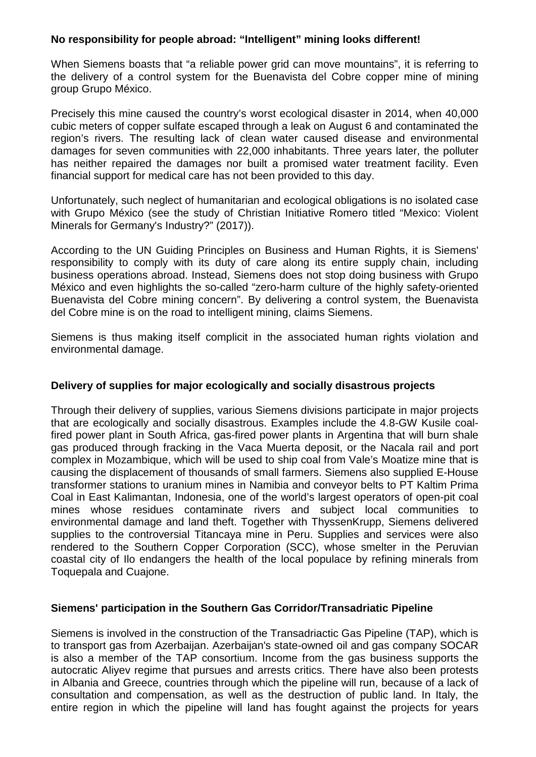**No responsibility for people abroad: "Intelligent" mining looks different!**

When Siemens boasts that "a reliable power grid can move mountains", it is referring to the delivery of a control system for the Buenavista del Cobre copper mine of mining group Grupo México.

Precisely this mine caused the country's worst ecological disaster in 2014, when 40,000 cubic meters of copper sulfate escaped through a leak on August 6 and contaminated the region's rivers. The resulting lack of clean water caused disease and environmental damages for seven communities with 22,000 inhabitants. Three years later, the polluter has neither repaired the damages nor built a promised water treatment facility. Even financial support for medical care has not been provided to this day.

Unfortunately, such neglect of humanitarian and ecological obligations is no isolated case with Grupo México (see the study of Christian Initiative Romero titled "Mexico: Violent Minerals for Germany's Industry?" (2017)).

According to the UN Guiding Principles on Business and Human Rights, it is Siemens' responsibility to comply with its duty of care along its entire supply chain, including business operations abroad. Instead, Siemens does not stop doing business with Grupo México and even highlights the so-called "zero-harm culture of the highly safety-oriented Buenavista del Cobre mining concern". By delivering a control system, the Buenavista del Cobre mine is on the road to intelligent mining, claims Siemens.

Siemens is thus making itself complicit in the associated human rights violation and environmental damage.

**Delivery of supplies for major ecologically and socially disastrous projects**

Through their delivery of supplies, various Siemens divisions participate in major projects that are ecologically and socially disastrous. Examples include the 4.8-GW Kusile coal-fired power plant in South Africa, gas-fired power plants in Argentina that will burn shale gas produced through fracking in the Vaca Muerta deposit, or the Nacala rail and port complex in Mozambique, which will be used to ship coal from Vale's Moatize mine that is causing the displacement of thousands of small farmers. Siemens also supplied E-House transformer stations to uranium mines in Namibia and conveyor belts to PT Kaltim Prima Coal in East Kalimantan, Indonesia, one of the world's largest operators of open-pit coal mines whose residues contaminate rivers and subject local communities to environmental damage and land theft. Together with ThyssenKrupp, Siemens delivered supplies to the controversial Titancaya mine in Peru. Supplies and services were also rendered to the Southern Copper Corporation (SCC), whose smelter in the Peruvian coastal city of Ilo endangers the health of the local populace by refining minerals from Toquepala and Cuajone.

**Siemens' participation in the Southern Gas Corridor/Transadriatic Pipeline**

Siemens is involved in the construction of the Transadriactic Gas Pipeline (TAP), which is to transport gas from Azerbaijan. Azerbaijan's state-owned oil and gas company SOCAR is also a member of the TAP consortium. Income from the gas business supports the autocratic Aliyev regime that pursues and arrests critics. There have also been protests in Albania and Greece, countries through which the pipeline will run, because of a lack of consultation and compensation, as well as the destruction of public land. In Italy, the entire region in which the pipeline will land has fought against the projects for years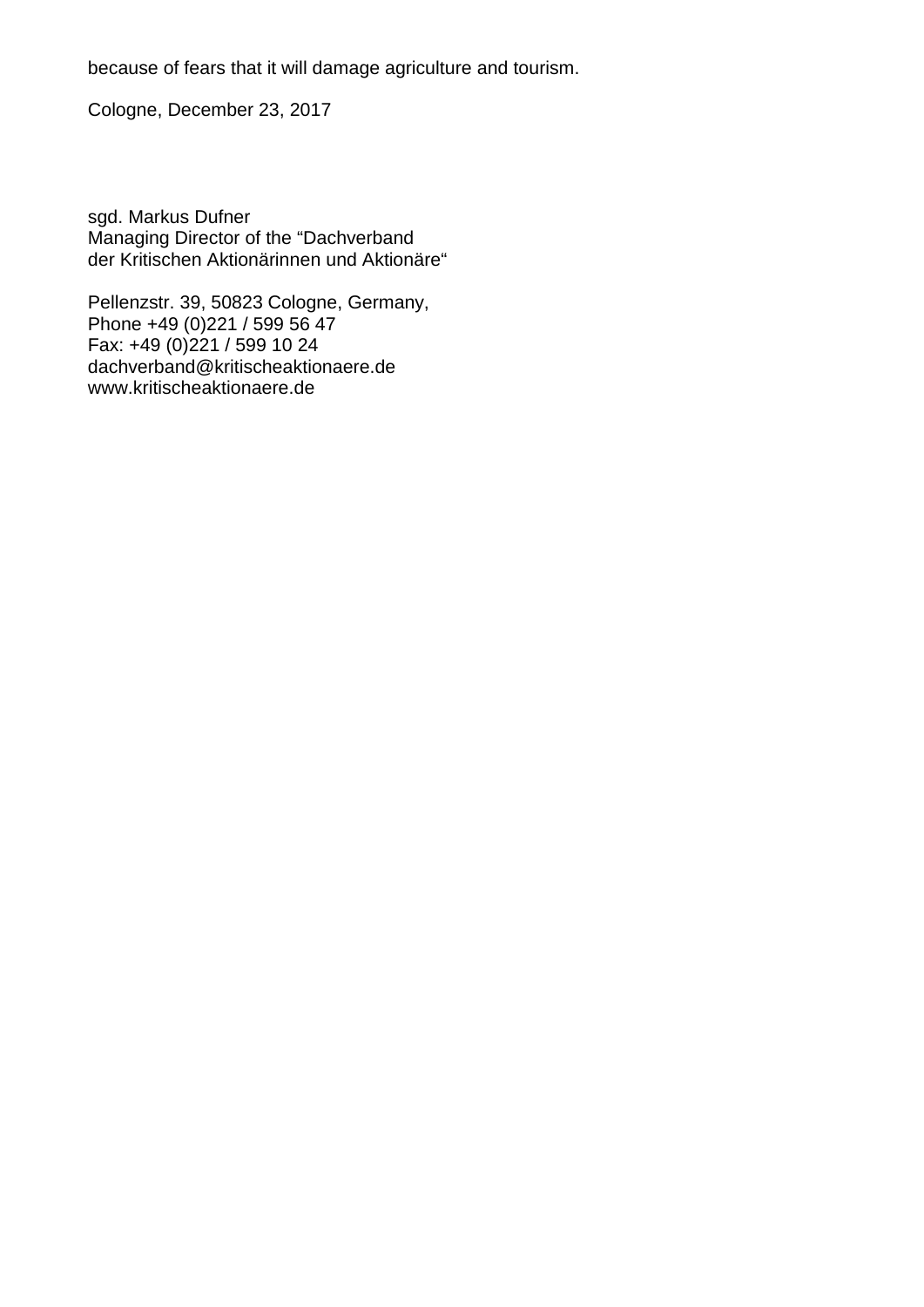because of fears that it will damage agriculture and tourism.

Cologne, December 23, 2017

sgd. Markus Dufner
Managing Director of the “Dachverband
der Kritischen Aktionärinnen und Aktionäre“

Pellenzstr. 39, 50823 Cologne, Germany,
Phone +49 (0)221 / 599 56 47
Fax: +49 (0)221 / 599 10 24
dachverband@kritischeaktionaere.de
www.kritischeaktionaere.de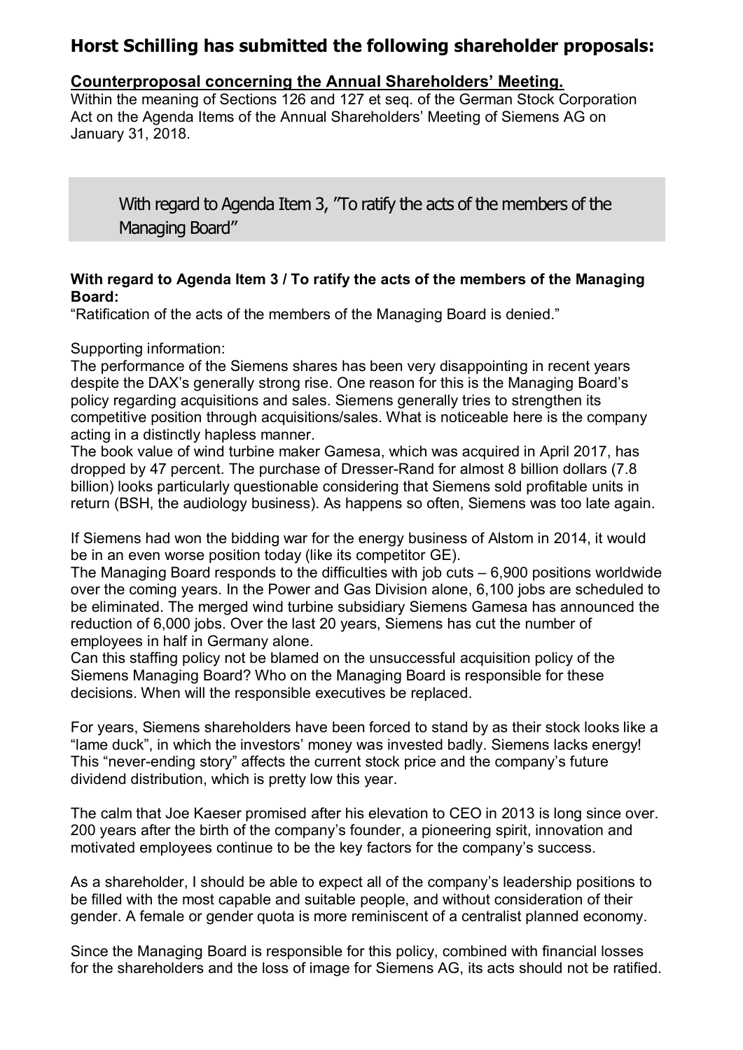## Horst Schilling has submitted the following shareholder proposals:

**Counterproposal concerning the Annual Shareholders' Meeting.**

Within the meaning of Sections 126 and 127 et seq. of the German Stock Corporation Act on the Agenda Items of the Annual Shareholders' Meeting of Siemens AG on January 31, 2018.

### With regard to Agenda Item 3, "To ratify the acts of the members of the Managing Board"

**With regard to Agenda Item 3 / To ratify the acts of the members of the Managing Board:**

"Ratification of the acts of the members of the Managing Board is denied."

Supporting information:

The performance of the Siemens shares has been very disappointing in recent years despite the DAX's generally strong rise. One reason for this is the Managing Board's policy regarding acquisitions and sales. Siemens generally tries to strengthen its competitive position through acquisitions/sales. What is noticeable here is the company acting in a distinctly hapless manner.

The book value of wind turbine maker Gamesa, which was acquired in April 2017, has dropped by 47 percent. The purchase of Dresser-Rand for almost 8 billion dollars (7.8 billion) looks particularly questionable considering that Siemens sold profitable units in return (BSH, the audiology business). As happens so often, Siemens was too late again.

If Siemens had won the bidding war for the energy business of Alstom in 2014, it would be in an even worse position today (like its competitor GE).

The Managing Board responds to the difficulties with job cuts – 6,900 positions worldwide over the coming years. In the Power and Gas Division alone, 6,100 jobs are scheduled to be eliminated. The merged wind turbine subsidiary Siemens Gamesa has announced the reduction of 6,000 jobs. Over the last 20 years, Siemens has cut the number of employees in half in Germany alone.

Can this staffing policy not be blamed on the unsuccessful acquisition policy of the Siemens Managing Board? Who on the Managing Board is responsible for these decisions. When will the responsible executives be replaced.

For years, Siemens shareholders have been forced to stand by as their stock looks like a "lame duck", in which the investors' money was invested badly. Siemens lacks energy! This "never-ending story" affects the current stock price and the company's future dividend distribution, which is pretty low this year.

The calm that Joe Kaeser promised after his elevation to CEO in 2013 is long since over. 200 years after the birth of the company's founder, a pioneering spirit, innovation and motivated employees continue to be the key factors for the company's success.

As a shareholder, I should be able to expect all of the company's leadership positions to be filled with the most capable and suitable people, and without consideration of their gender. A female or gender quota is more reminiscent of a centralist planned economy.

Since the Managing Board is responsible for this policy, combined with financial losses for the shareholders and the loss of image for Siemens AG, its acts should not be ratified.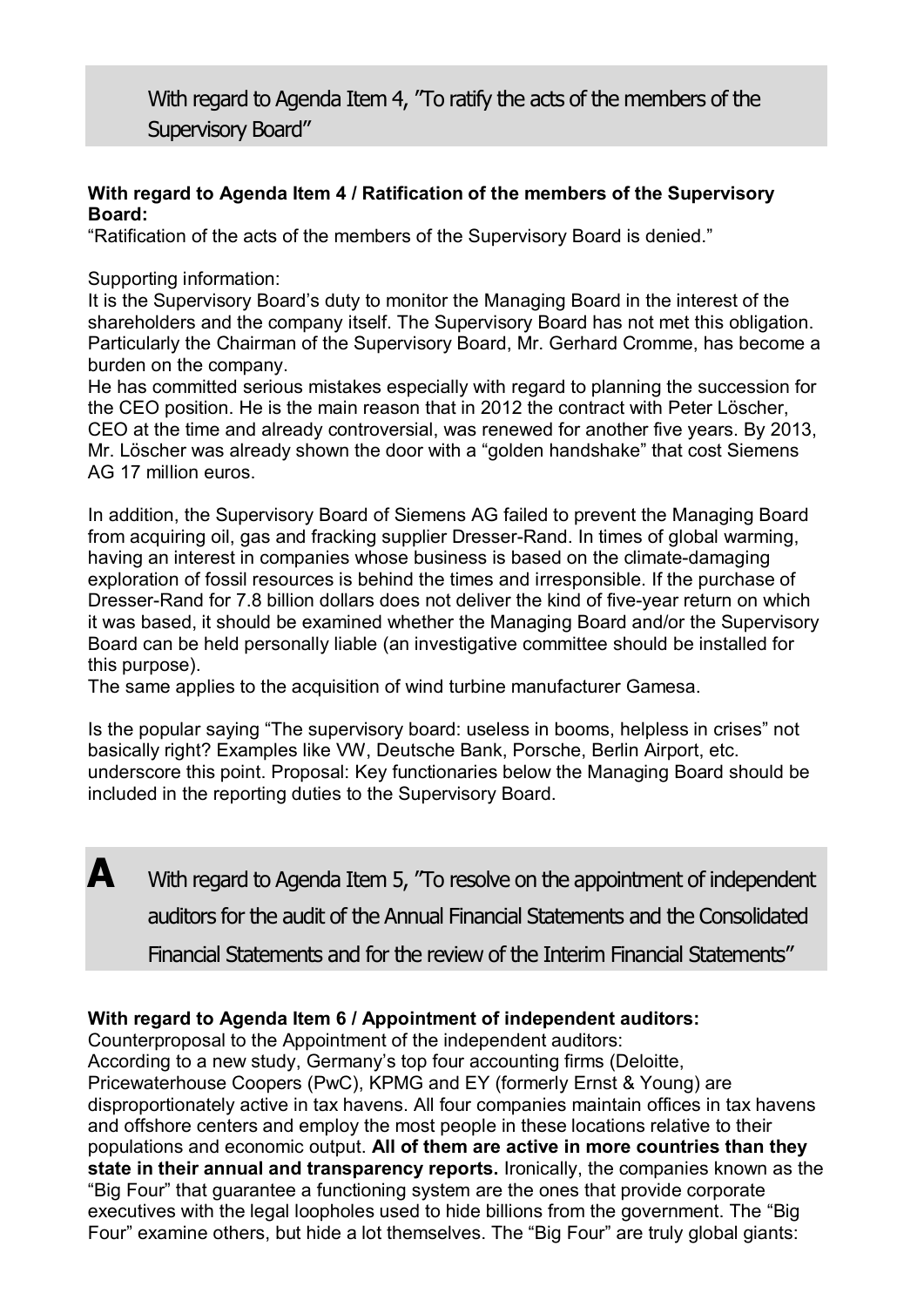## With regard to Agenda Item 4, "To ratify the acts of the members of the Supervisory Board"

**With regard to Agenda Item 4 / Ratification of the members of the Supervisory Board:**
"Ratification of the acts of the members of the Supervisory Board is denied."

Supporting information:
It is the Supervisory Board's duty to monitor the Managing Board in the interest of the shareholders and the company itself. The Supervisory Board has not met this obligation. Particularly the Chairman of the Supervisory Board, Mr. Gerhard Cromme, has become a burden on the company.
He has committed serious mistakes especially with regard to planning the succession for the CEO position. He is the main reason that in 2012 the contract with Peter Löscher, CEO at the time and already controversial, was renewed for another five years. By 2013, Mr. Löscher was already shown the door with a "golden handshake" that cost Siemens AG 17 million euros.

In addition, the Supervisory Board of Siemens AG failed to prevent the Managing Board from acquiring oil, gas and fracking supplier Dresser-Rand. In times of global warming, having an interest in companies whose business is based on the climate-damaging exploration of fossil resources is behind the times and irresponsible. If the purchase of Dresser-Rand for 7.8 billion dollars does not deliver the kind of five-year return on which it was based, it should be examined whether the Managing Board and/or the Supervisory Board can be held personally liable (an investigative committee should be installed for this purpose).
The same applies to the acquisition of wind turbine manufacturer Gamesa.

Is the popular saying "The supervisory board: useless in booms, helpless in crises" not basically right? Examples like VW, Deutsche Bank, Porsche, Berlin Airport, etc. underscore this point. Proposal: Key functionaries below the Managing Board should be included in the reporting duties to the Supervisory Board.

## A With regard to Agenda Item 5, "To resolve on the appointment of independent auditors for the audit of the Annual Financial Statements and the Consolidated Financial Statements and for the review of the Interim Financial Statements"

**With regard to Agenda Item 6 / Appointment of independent auditors:**
Counterproposal to the Appointment of the independent auditors:
According to a new study, Germany's top four accounting firms (Deloitte, Pricewaterhouse Coopers (PwC), KPMG and EY (formerly Ernst & Young) are disproportionately active in tax havens. All four companies maintain offices in tax havens and offshore centers and employ the most people in these locations relative to their populations and economic output. **All of them are active in more countries than they state in their annual and transparency reports.** Ironically, the companies known as the "Big Four" that guarantee a functioning system are the ones that provide corporate executives with the legal loopholes used to hide billions from the government. The "Big Four" examine others, but hide a lot themselves. The "Big Four" are truly global giants: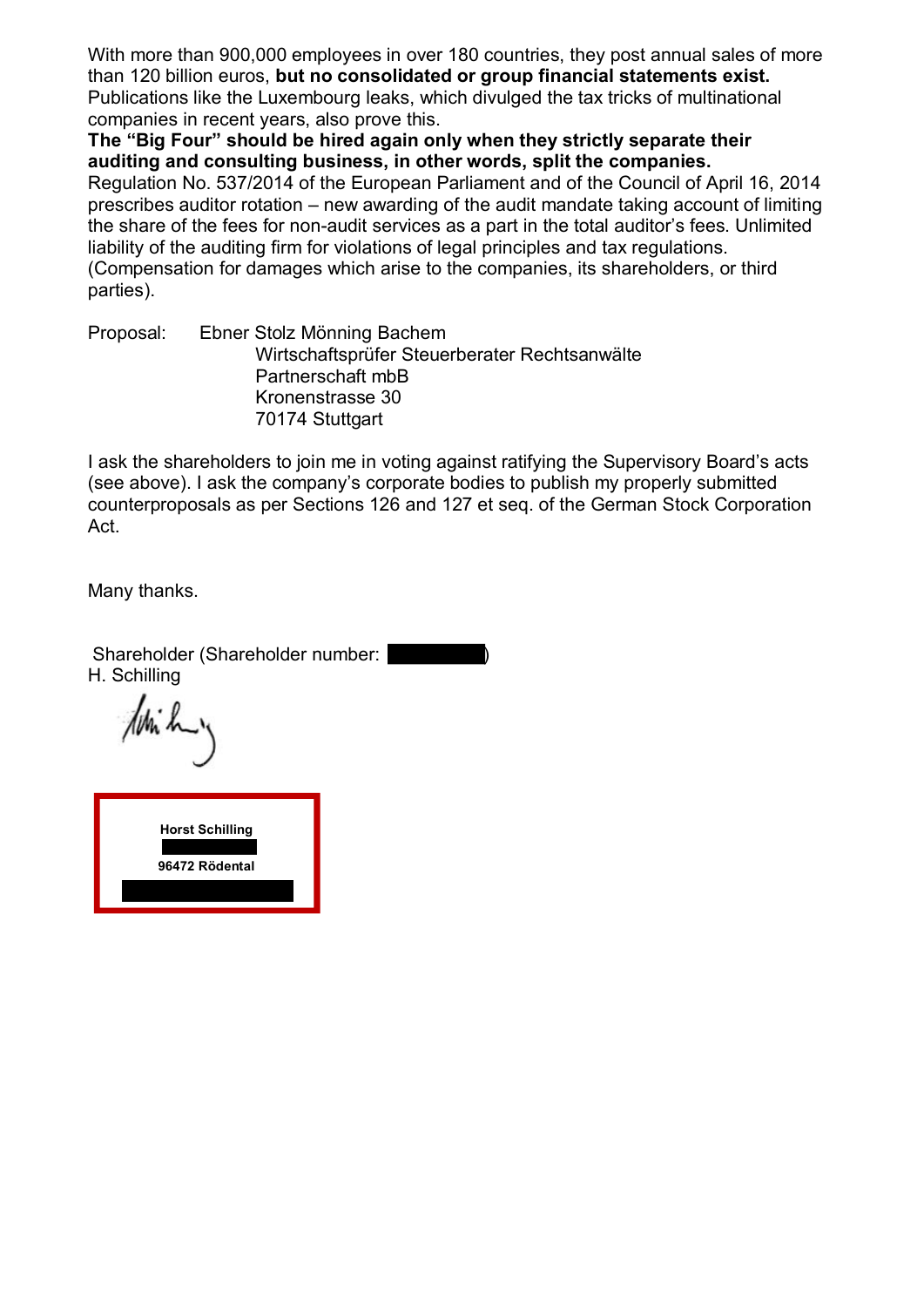With more than 900,000 employees in over 180 countries, they post annual sales of more than 120 billion euros, **but no consolidated or group financial statements exist.** Publications like the Luxembourg leaks, which divulged the tax tricks of multinational companies in recent years, also prove this.

**The "Big Four" should be hired again only when they strictly separate their auditing and consulting business, in other words, split the companies.**

Regulation No. 537/2014 of the European Parliament and of the Council of April 16, 2014 prescribes auditor rotation – new awarding of the audit mandate taking account of limiting the share of the fees for non-audit services as a part in the total auditor's fees. Unlimited liability of the auditing firm for violations of legal principles and tax regulations. (Compensation for damages which arise to the companies, its shareholders, or third parties).

Proposal: Ebner Stolz Mönning Bachem
Wirtschaftsprüfer Steuerberater Rechtsanwälte
Partnerschaft mbB
Kronenstrasse 30
70174 Stuttgart

I ask the shareholders to join me in voting against ratifying the Supervisory Board's acts (see above). I ask the company's corporate bodies to publish my properly submitted counterproposals as per Sections 126 and 127 et seq. of the German Stock Corporation Act.

Many thanks.

Shareholder (Shareholder number: ██████)
H. Schilling

**Horst Schilling**
██████
**96472 Rödental**
██████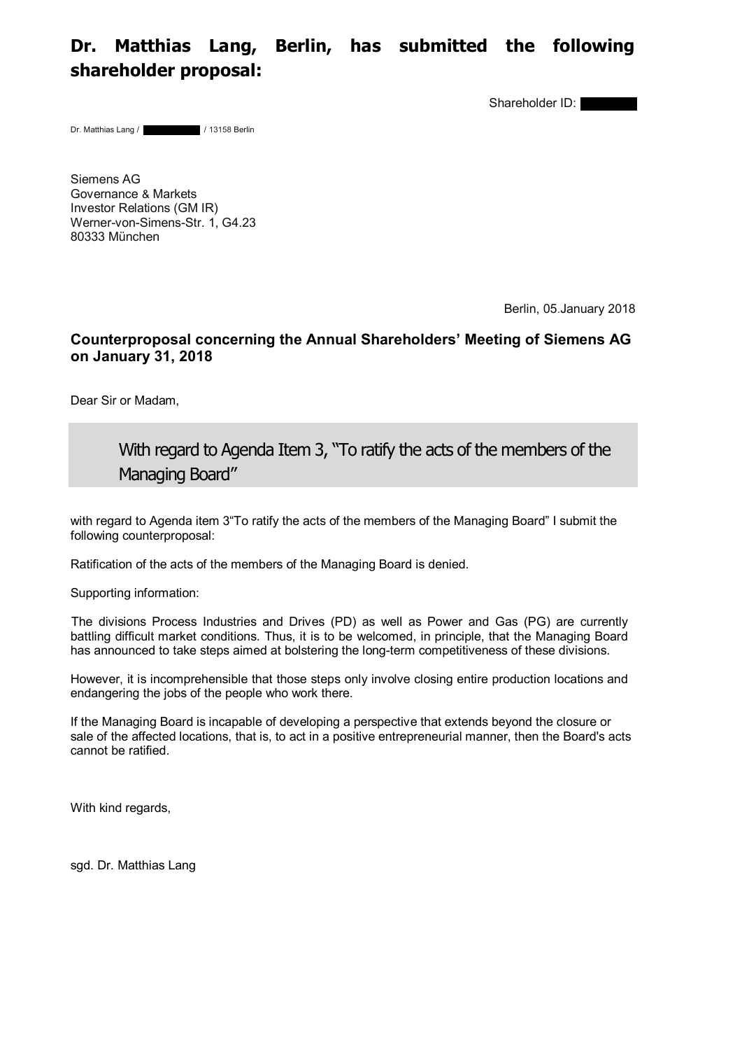# Dr. Matthias Lang, Berlin, has submitted the following shareholder proposal:

Shareholder ID: ██████

Dr. Matthias Lang / ██████ / 13158 Berlin

Siemens AG
Governance & Markets
Investor Relations (GM IR)
Werner-von-Simens-Str. 1, G4.23
80333 München

Berlin, 05.January 2018

**Counterproposal concerning the Annual Shareholders' Meeting of Siemens AG on January 31, 2018**

Dear Sir or Madam,

## With regard to Agenda Item 3, "To ratify the acts of the members of the Managing Board"

with regard to Agenda item 3"To ratify the acts of the members of the Managing Board" I submit the following counterproposal:

Ratification of the acts of the members of the Managing Board is denied.

Supporting information:

The divisions Process Industries and Drives (PD) as well as Power and Gas (PG) are currently battling difficult market conditions. Thus, it is to be welcomed, in principle, that the Managing Board has announced to take steps aimed at bolstering the long-term competitiveness of these divisions.

However, it is incomprehensible that those steps only involve closing entire production locations and endangering the jobs of the people who work there.

If the Managing Board is incapable of developing a perspective that extends beyond the closure or sale of the affected locations, that is, to act in a positive entrepreneurial manner, then the Board's acts cannot be ratified.

With kind regards,

sgd. Dr. Matthias Lang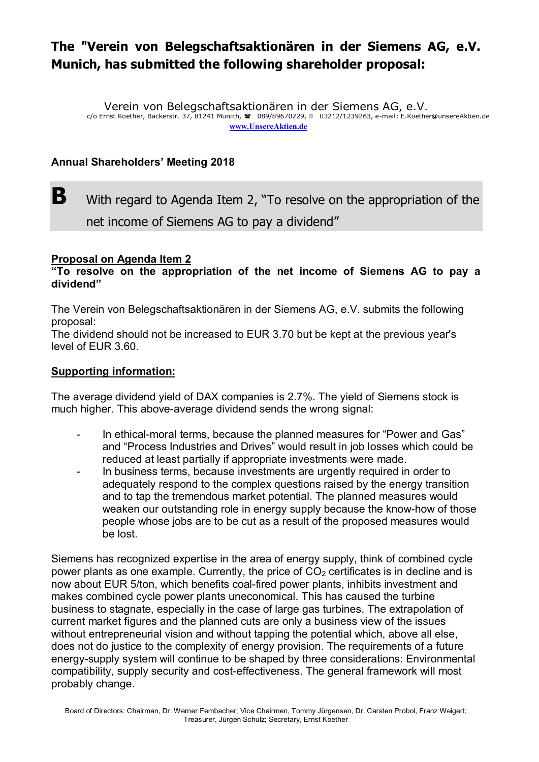# The "Verein von Belegschaftsaktionären in der Siemens AG, e.V. Munich, has submitted the following shareholder proposal:

Verein von Belegschaftsaktionären in der Siemens AG, e.V.
c/o Ernst Koether, Bäckerstr. 37, 81241 Munich, ☎ 089/89670229, 🖷 03212/1239263, e-mail: E.Koether@unsereAktien.de
www.UnsereAktien.de

**Annual Shareholders' Meeting 2018**

## B With regard to Agenda Item 2, "To resolve on the appropriation of the net income of Siemens AG to pay a dividend"

**Proposal on Agenda Item 2**
**"To resolve on the appropriation of the net income of Siemens AG to pay a dividend"**

The Verein von Belegschaftsaktionären in der Siemens AG, e.V. submits the following proposal:
The dividend should not be increased to EUR 3.70 but be kept at the previous year's level of EUR 3.60.

**Supporting information:**

The average dividend yield of DAX companies is 2.7%. The yield of Siemens stock is much higher. This above-average dividend sends the wrong signal:

- In ethical-moral terms, because the planned measures for "Power and Gas" and "Process Industries and Drives" would result in job losses which could be reduced at least partially if appropriate investments were made.
- In business terms, because investments are urgently required in order to adequately respond to the complex questions raised by the energy transition and to tap the tremendous market potential. The planned measures would weaken our outstanding role in energy supply because the know-how of those people whose jobs are to be cut as a result of the proposed measures would be lost.

Siemens has recognized expertise in the area of energy supply, think of combined cycle power plants as one example. Currently, the price of $CO_2$ certificates is in decline and is now about EUR 5/ton, which benefits coal-fired power plants, inhibits investment and makes combined cycle power plants uneconomical. This has caused the turbine business to stagnate, especially in the case of large gas turbines. The extrapolation of current market figures and the planned cuts are only a business view of the issues without entrepreneurial vision and without tapping the potential which, above all else, does not do justice to the complexity of energy provision. The requirements of a future energy-supply system will continue to be shaped by three considerations: Environmental compatibility, supply security and cost-effectiveness. The general framework will most probably change.

Board of Directors: Chairman, Dr. Werner Fembacher; Vice Chairmen, Tommy Jürgensen, Dr. Carsten Probol, Franz Weigert; Treasurer, Jürgen Schulz; Secretary, Ernst Koether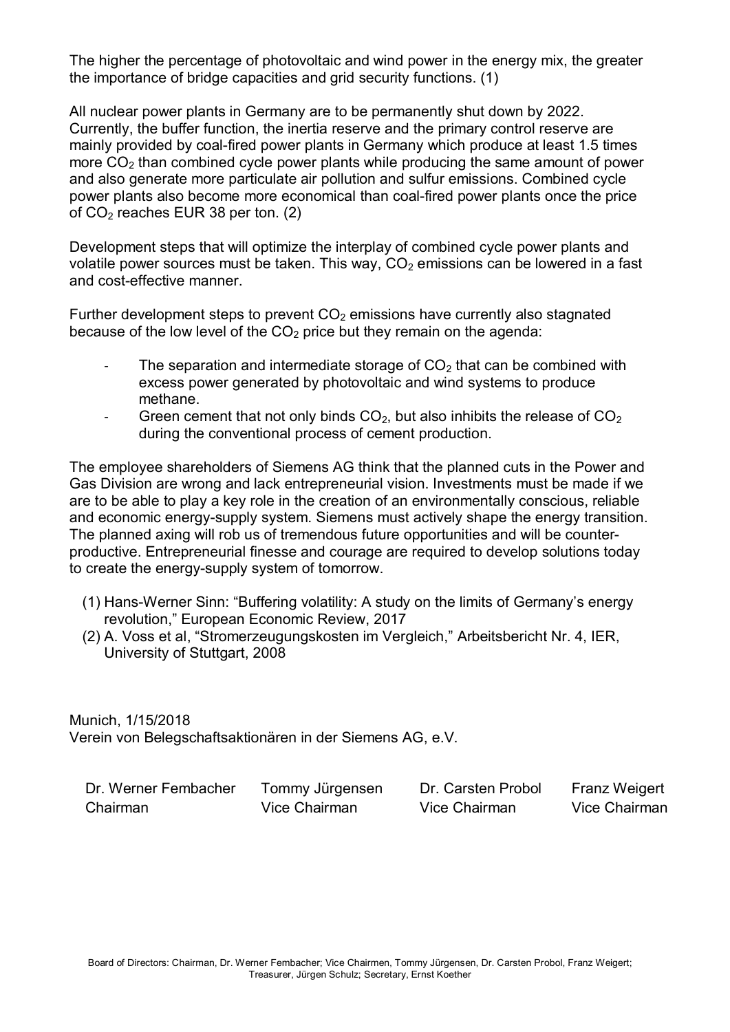The higher the percentage of photovoltaic and wind power in the energy mix, the greater the importance of bridge capacities and grid security functions. (1)

All nuclear power plants in Germany are to be permanently shut down by 2022. Currently, the buffer function, the inertia reserve and the primary control reserve are mainly provided by coal-fired power plants in Germany which produce at least 1.5 times more $CO_2$ than combined cycle power plants while producing the same amount of power and also generate more particulate air pollution and sulfur emissions. Combined cycle power plants also become more economical than coal-fired power plants once the price of $CO_2$ reaches EUR 38 per ton. (2)

Development steps that will optimize the interplay of combined cycle power plants and volatile power sources must be taken. This way, $CO_2$ emissions can be lowered in a fast and cost-effective manner.

Further development steps to prevent $CO_2$ emissions have currently also stagnated because of the low level of the $CO_2$ price but they remain on the agenda:

- The separation and intermediate storage of $CO_2$ that can be combined with excess power generated by photovoltaic and wind systems to produce methane.
- Green cement that not only binds $CO_2$, but also inhibits the release of $CO_2$ during the conventional process of cement production.

The employee shareholders of Siemens AG think that the planned cuts in the Power and Gas Division are wrong and lack entrepreneurial vision. Investments must be made if we are to be able to play a key role in the creation of an environmentally conscious, reliable and economic energy-supply system. Siemens must actively shape the energy transition. The planned axing will rob us of tremendous future opportunities and will be counter-productive. Entrepreneurial finesse and courage are required to develop solutions today to create the energy-supply system of tomorrow.

(1) Hans-Werner Sinn: "Buffering volatility: A study on the limits of Germany's energy revolution," European Economic Review, 2017
(2) A. Voss et al, "Stromerzeugungskosten im Vergleich," Arbeitsbericht Nr. 4, IER, University of Stuttgart, 2008

Munich, 1/15/2018
Verein von Belegschaftsaktionären in der Siemens AG, e.V.

| Dr. Werner Fembacher | Tommy Jürgensen | Dr. Carsten Probol | Franz Weigert |
|---|---|---|---|
| Chairman | Vice Chairman | Vice Chairman | Vice Chairman |

Board of Directors: Chairman, Dr. Werner Fembacher; Vice Chairmen, Tommy Jürgensen, Dr. Carsten Probol, Franz Weigert; Treasurer, Jürgen Schulz; Secretary, Ernst Koether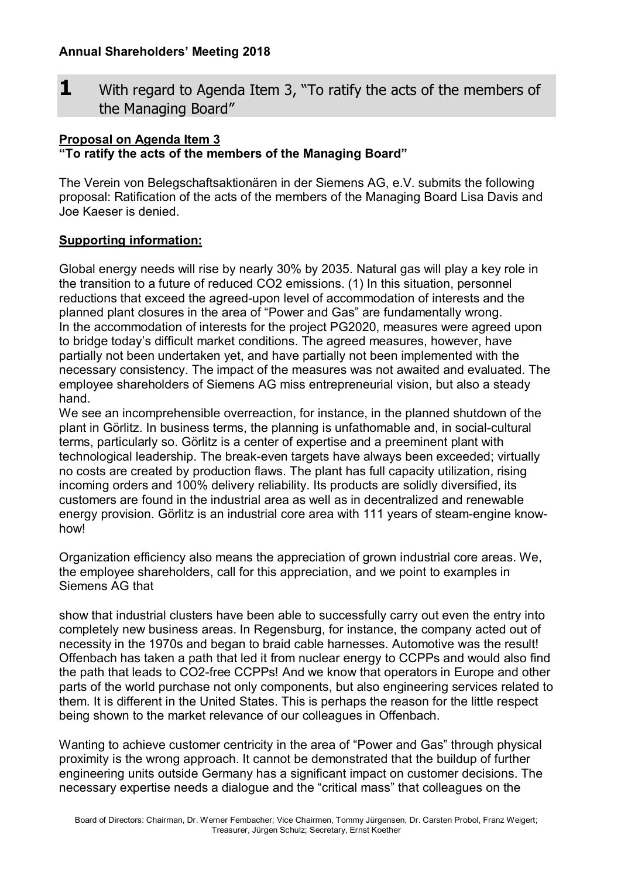**Annual Shareholders' Meeting 2018**

## 1 With regard to Agenda Item 3, "To ratify the acts of the members of the Managing Board"

**Proposal on Agenda Item 3**
**"To ratify the acts of the members of the Managing Board"**

The Verein von Belegschaftsaktionären in der Siemens AG, e.V. submits the following proposal: Ratification of the acts of the members of the Managing Board Lisa Davis and Joe Kaeser is denied.

**Supporting information:**

Global energy needs will rise by nearly 30% by 2035. Natural gas will play a key role in the transition to a future of reduced $CO_2$ emissions. (1) In this situation, personnel reductions that exceed the agreed-upon level of accommodation of interests and the planned plant closures in the area of "Power and Gas" are fundamentally wrong.
In the accommodation of interests for the project PG2020, measures were agreed upon to bridge today's difficult market conditions. The agreed measures, however, have partially not been undertaken yet, and have partially not been implemented with the necessary consistency. The impact of the measures was not awaited and evaluated. The employee shareholders of Siemens AG miss entrepreneurial vision, but also a steady hand.
We see an incomprehensible overreaction, for instance, in the planned shutdown of the plant in Görlitz. In business terms, the planning is unfathomable and, in social-cultural terms, particularly so. Görlitz is a center of expertise and a preeminent plant with technological leadership. The break-even targets have always been exceeded; virtually no costs are created by production flaws. The plant has full capacity utilization, rising incoming orders and 100% delivery reliability. Its products are solidly diversified, its customers are found in the industrial area as well as in decentralized and renewable energy provision. Görlitz is an industrial core area with 111 years of steam-engine know-how!

Organization efficiency also means the appreciation of grown industrial core areas. We, the employee shareholders, call for this appreciation, and we point to examples in Siemens AG that

show that industrial clusters have been able to successfully carry out even the entry into completely new business areas. In Regensburg, for instance, the company acted out of necessity in the 1970s and began to braid cable harnesses. Automotive was the result! Offenbach has taken a path that led it from nuclear energy to CCPPs and would also find the path that leads to $CO_2$-free CCPPs! And we know that operators in Europe and other parts of the world purchase not only components, but also engineering services related to them. It is different in the United States. This is perhaps the reason for the little respect being shown to the market relevance of our colleagues in Offenbach.

Wanting to achieve customer centricity in the area of "Power and Gas" through physical proximity is the wrong approach. It cannot be demonstrated that the buildup of further engineering units outside Germany has a significant impact on customer decisions. The necessary expertise needs a dialogue and the "critical mass" that colleagues on the

Board of Directors: Chairman, Dr. Werner Fembacher; Vice Chairmen, Tommy Jürgensen, Dr. Carsten Probol, Franz Weigert; Treasurer, Jürgen Schulz; Secretary, Ernst Koether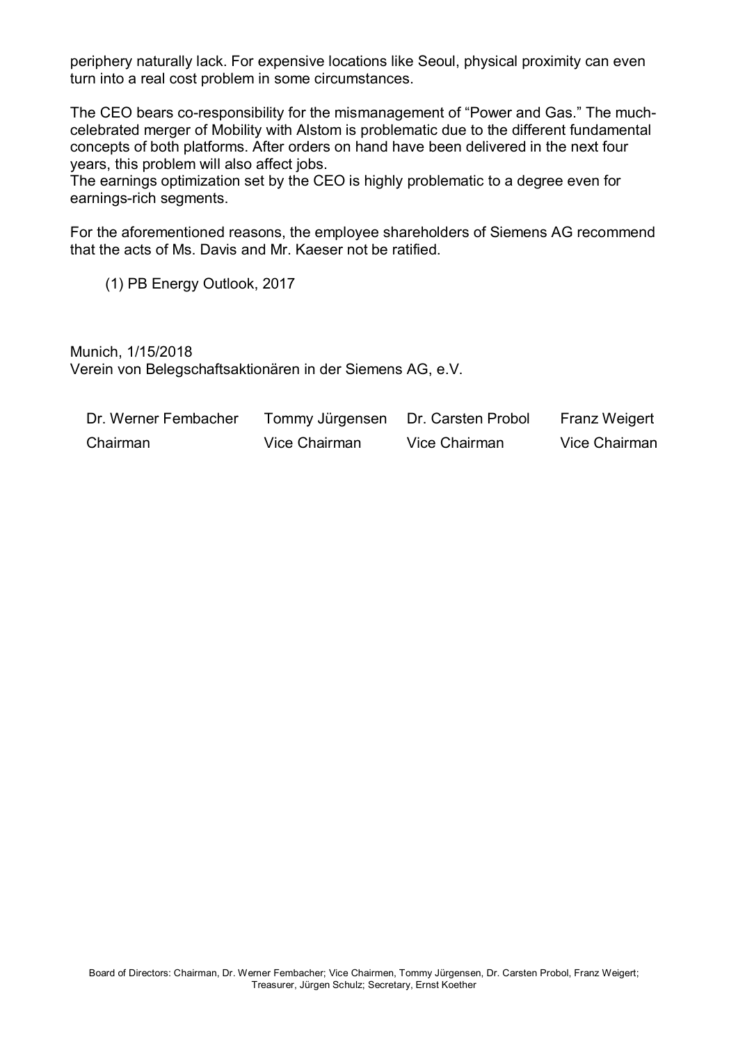periphery naturally lack. For expensive locations like Seoul, physical proximity can even turn into a real cost problem in some circumstances.

The CEO bears co-responsibility for the mismanagement of “Power and Gas.” The much-celebrated merger of Mobility with Alstom is problematic due to the different fundamental concepts of both platforms. After orders on hand have been delivered in the next four years, this problem will also affect jobs.
The earnings optimization set by the CEO is highly problematic to a degree even for earnings-rich segments.

For the aforementioned reasons, the employee shareholders of Siemens AG recommend that the acts of Ms. Davis and Mr. Kaeser not be ratified.

(1) PB Energy Outlook, 2017

Munich, 1/15/2018
Verein von Belegschaftsaktionären in der Siemens AG, e.V.

| Dr. Werner Fembacher | Tommy Jürgensen | Dr. Carsten Probol | Franz Weigert |
|---|---|---|---|
| Chairman | Vice Chairman | Vice Chairman | Vice Chairman |

Board of Directors: Chairman, Dr. Werner Fembacher; Vice Chairmen, Tommy Jürgensen, Dr. Carsten Probol, Franz Weigert; Treasurer, Jürgen Schulz; Secretary, Ernst Koether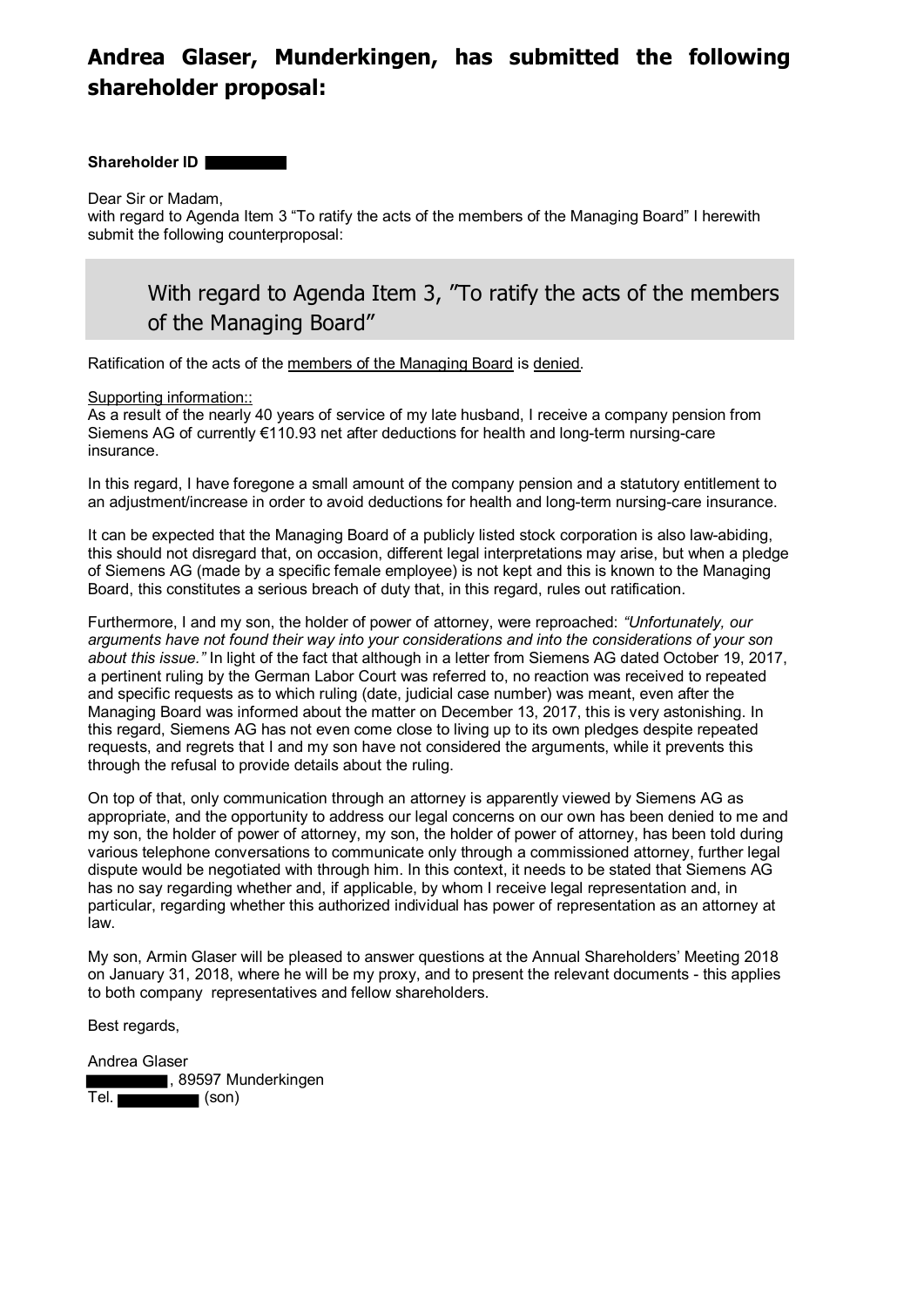# Andrea Glaser, Munderkingen, has submitted the following shareholder proposal:

**Shareholder ID** ████████

Dear Sir or Madam,
with regard to Agenda Item 3 "To ratify the acts of the members of the Managing Board" I herewith submit the following counterproposal:

## With regard to Agenda Item 3, "To ratify the acts of the members of the Managing Board"

Ratification of the acts of the members of the Managing Board is denied.

Supporting information::
As a result of the nearly 40 years of service of my late husband, I receive a company pension from Siemens AG of currently €110.93 net after deductions for health and long-term nursing-care insurance.

In this regard, I have foregone a small amount of the company pension and a statutory entitlement to an adjustment/increase in order to avoid deductions for health and long-term nursing-care insurance.

It can be expected that the Managing Board of a publicly listed stock corporation is also law-abiding, this should not disregard that, on occasion, different legal interpretations may arise, but when a pledge of Siemens AG (made by a specific female employee) is not kept and this is known to the Managing Board, this constitutes a serious breach of duty that, in this regard, rules out ratification.

Furthermore, I and my son, the holder of power of attorney, were reproached: *"Unfortunately, our arguments have not found their way into your considerations and into the considerations of your son about this issue."* In light of the fact that although in a letter from Siemens AG dated October 19, 2017, a pertinent ruling by the German Labor Court was referred to, no reaction was received to repeated and specific requests as to which ruling (date, judicial case number) was meant, even after the Managing Board was informed about the matter on December 13, 2017, this is very astonishing. In this regard, Siemens AG has not even come close to living up to its own pledges despite repeated requests, and regrets that I and my son have not considered the arguments, while it prevents this through the refusal to provide details about the ruling.

On top of that, only communication through an attorney is apparently viewed by Siemens AG as appropriate, and the opportunity to address our legal concerns on our own has been denied to me and my son, the holder of power of attorney, my son, the holder of power of attorney, has been told during various telephone conversations to communicate only through a commissioned attorney, further legal dispute would be negotiated with through him. In this context, it needs to be stated that Siemens AG has no say regarding whether and, if applicable, by whom I receive legal representation and, in particular, regarding whether this authorized individual has power of representation as an attorney at law.

My son, Armin Glaser will be pleased to answer questions at the Annual Shareholders' Meeting 2018 on January 31, 2018, where he will be my proxy, and to present the relevant documents - this applies to both company representatives and fellow shareholders.

Best regards,

Andrea Glaser
████████, 89597 Munderkingen
Tel. ████████ (son)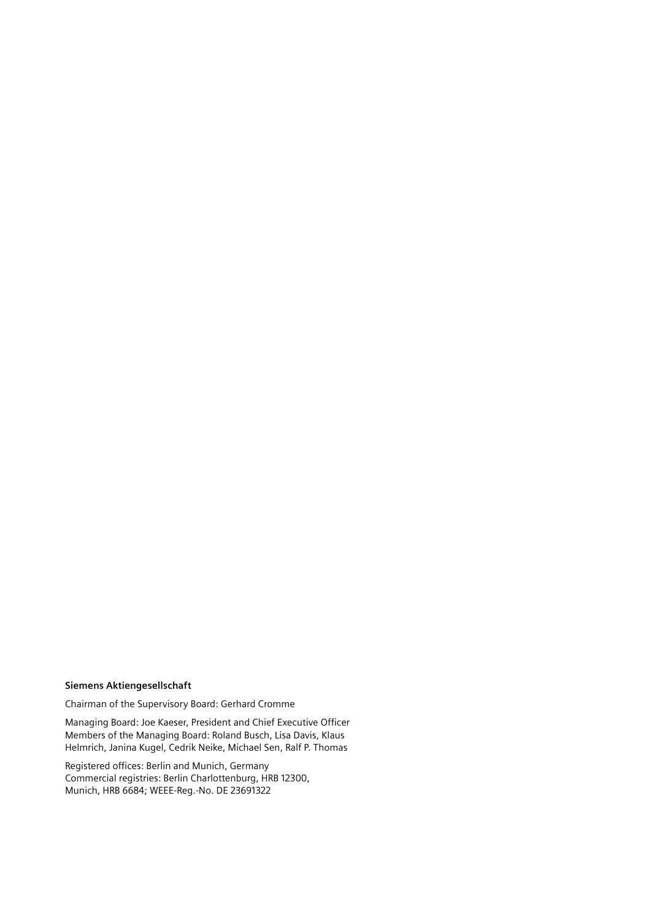**Siemens Aktiengesellschaft**

Chairman of the Supervisory Board: Gerhard Cromme

Managing Board: Joe Kaeser, President and Chief Executive Officer
Members of the Managing Board: Roland Busch, Lisa Davis, Klaus Helmrich, Janina Kugel, Cedrik Neike, Michael Sen, Ralf P. Thomas

Registered offices: Berlin and Munich, Germany
Commercial registries: Berlin Charlottenburg, HRB 12300, Munich, HRB 6684; WEEE-Reg.-No. DE 23691322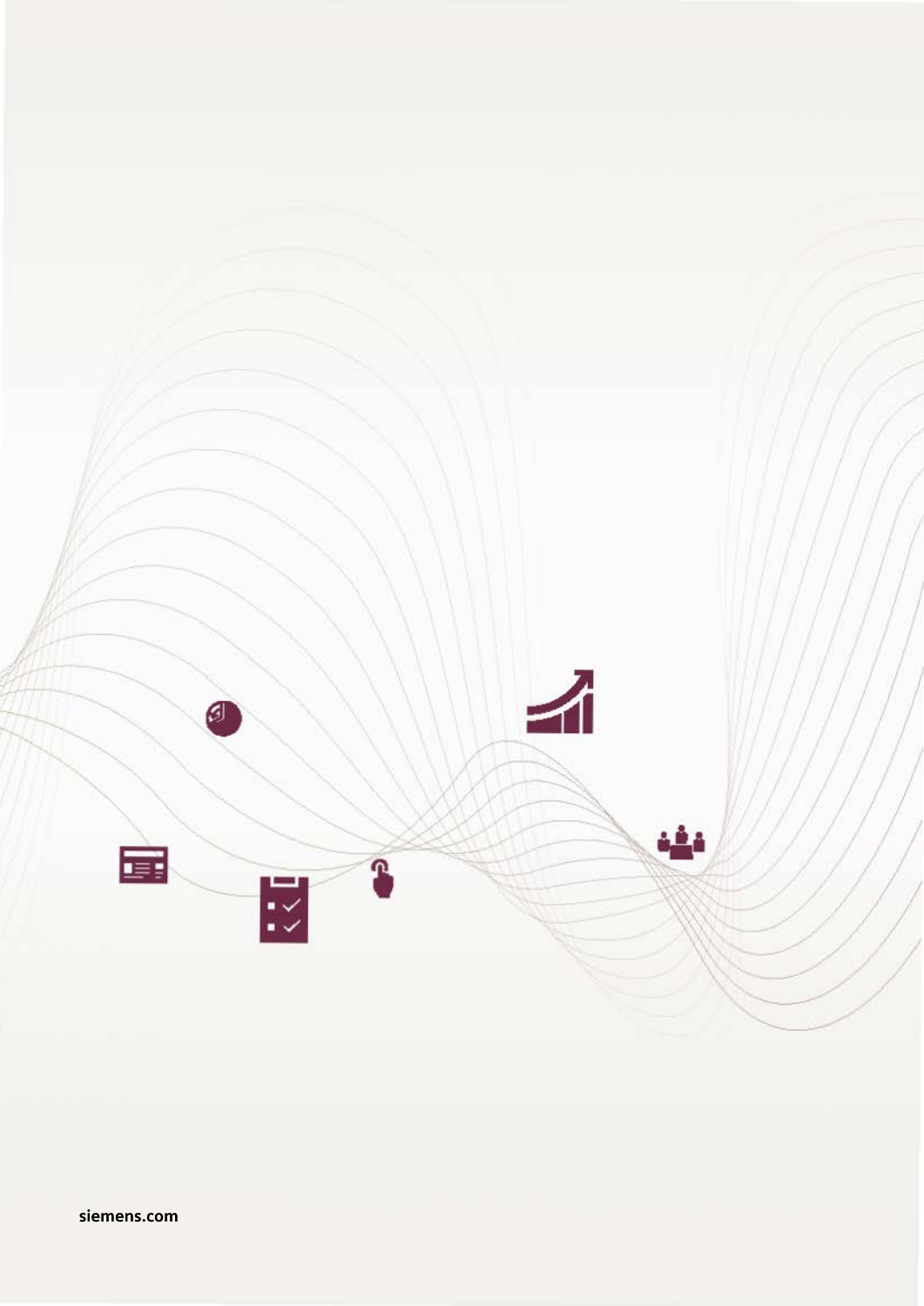siemens.com